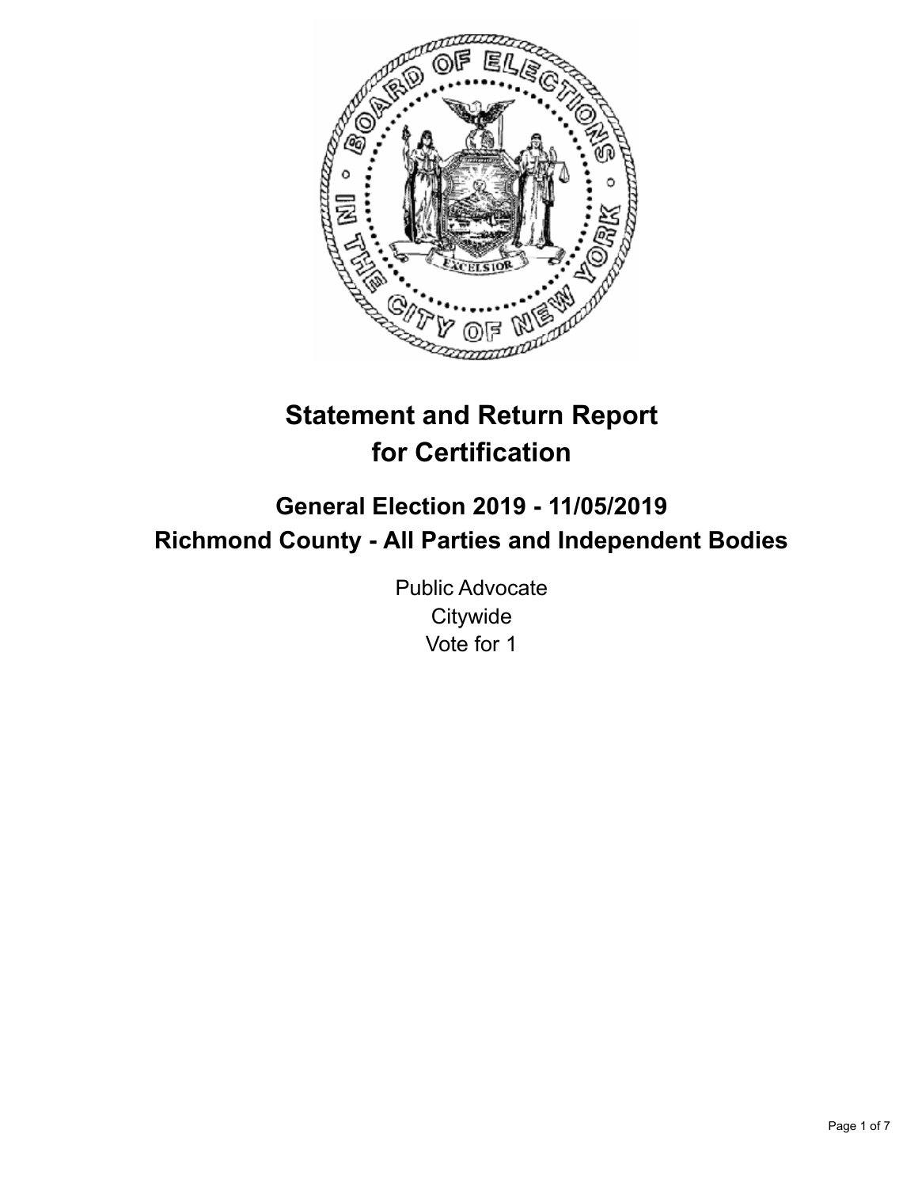# Statement and Return Report for Certification

## General Election 2019 - 11/05/2019
## Richmond County - All Parties and Independent Bodies

Public Advocate
Citywide
Vote for 1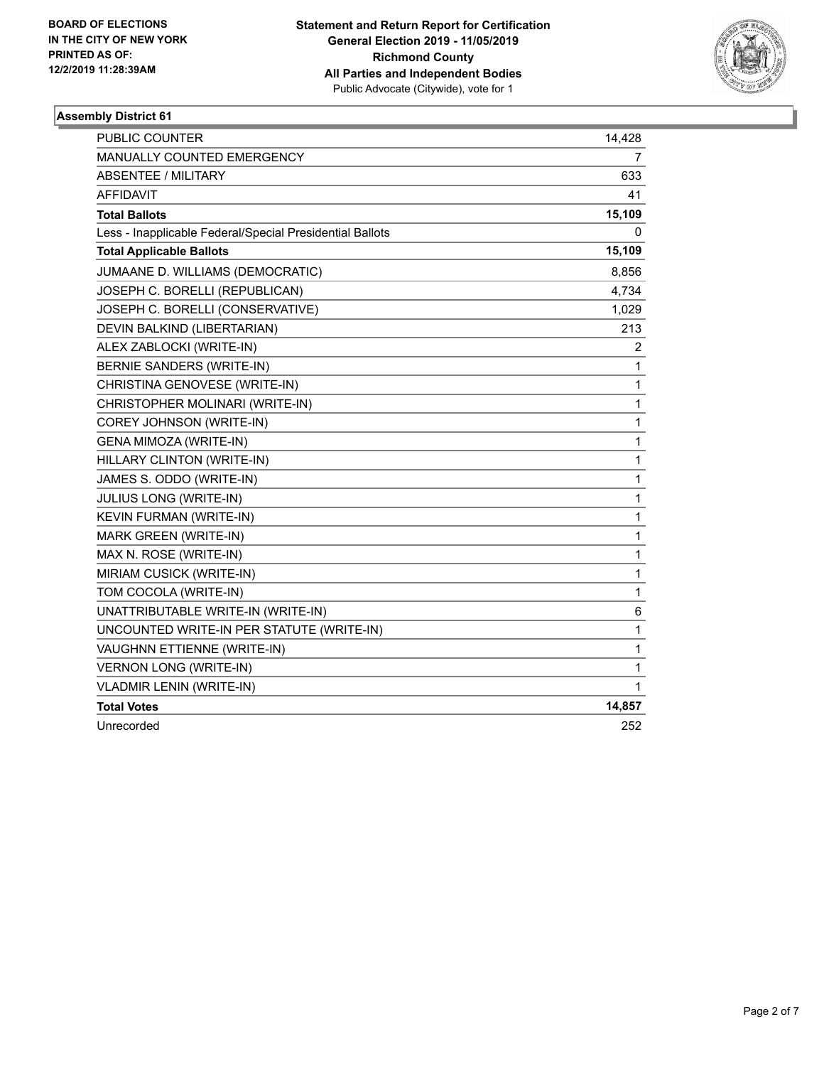BOARD OF ELECTIONS
IN THE CITY OF NEW YORK
PRINTED AS OF:
12/2/2019 11:28:39AM

**Statement and Return Report for Certification**
**General Election 2019 - 11/05/2019**
**Richmond County**
**All Parties and Independent Bodies**
Public Advocate (Citywide), vote for 1

### Assembly District 61

| | |
|---|---|
| PUBLIC COUNTER | 14,428 |
| MANUALLY COUNTED EMERGENCY | 7 |
| ABSENTEE / MILITARY | 633 |
| AFFIDAVIT | 41 |
| **Total Ballots** | **15,109** |
| Less - Inapplicable Federal/Special Presidential Ballots | 0 |
| **Total Applicable Ballots** | **15,109** |
| JUMAANE D. WILLIAMS (DEMOCRATIC) | 8,856 |
| JOSEPH C. BORELLI (REPUBLICAN) | 4,734 |
| JOSEPH C. BORELLI (CONSERVATIVE) | 1,029 |
| DEVIN BALKIND (LIBERTARIAN) | 213 |
| ALEX ZABLOCKI (WRITE-IN) | 2 |
| BERNIE SANDERS (WRITE-IN) | 1 |
| CHRISTINA GENOVESE (WRITE-IN) | 1 |
| CHRISTOPHER MOLINARI (WRITE-IN) | 1 |
| COREY JOHNSON (WRITE-IN) | 1 |
| GENA MIMOZA (WRITE-IN) | 1 |
| HILLARY CLINTON (WRITE-IN) | 1 |
| JAMES S. ODDO (WRITE-IN) | 1 |
| JULIUS LONG (WRITE-IN) | 1 |
| KEVIN FURMAN (WRITE-IN) | 1 |
| MARK GREEN (WRITE-IN) | 1 |
| MAX N. ROSE (WRITE-IN) | 1 |
| MIRIAM CUSICK (WRITE-IN) | 1 |
| TOM COCOLA (WRITE-IN) | 1 |
| UNATTRIBUTABLE WRITE-IN (WRITE-IN) | 6 |
| UNCOUNTED WRITE-IN PER STATUTE (WRITE-IN) | 1 |
| VAUGHNN ETTIENNE (WRITE-IN) | 1 |
| VERNON LONG (WRITE-IN) | 1 |
| VLADMIR LENIN (WRITE-IN) | 1 |
| **Total Votes** | **14,857** |
| Unrecorded | 252 |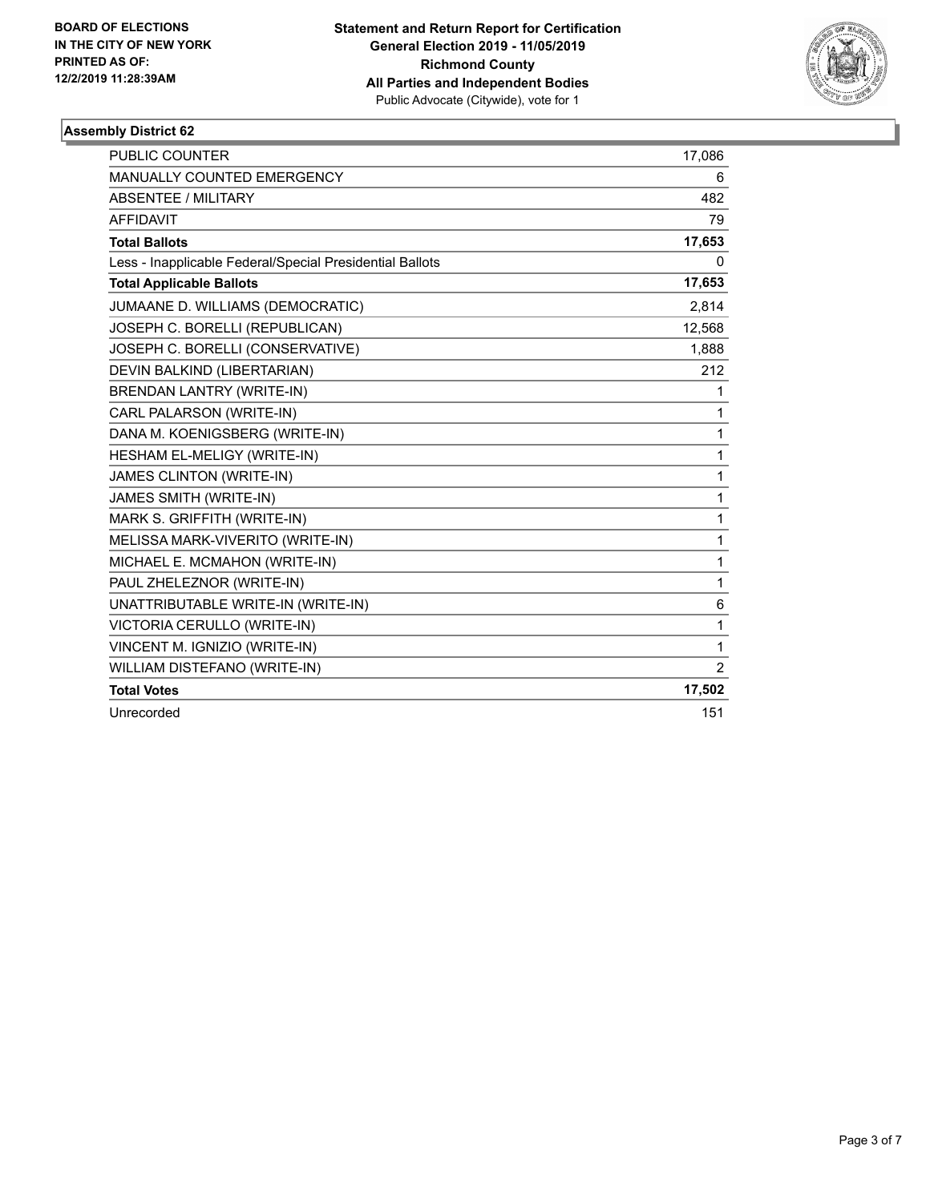BOARD OF ELECTIONS
IN THE CITY OF NEW YORK
PRINTED AS OF:
12/2/2019 11:28:39AM

**Statement and Return Report for Certification**
**General Election 2019 - 11/05/2019**
**Richmond County**
**All Parties and Independent Bodies**
Public Advocate (Citywide), vote for 1

## Assembly District 62

| | |
|---|---|
| PUBLIC COUNTER | 17,086 |
| MANUALLY COUNTED EMERGENCY | 6 |
| ABSENTEE / MILITARY | 482 |
| AFFIDAVIT | 79 |
| **Total Ballots** | **17,653** |
| Less - Inapplicable Federal/Special Presidential Ballots | 0 |
| **Total Applicable Ballots** | **17,653** |
| JUMAANE D. WILLIAMS (DEMOCRATIC) | 2,814 |
| JOSEPH C. BORELLI (REPUBLICAN) | 12,568 |
| JOSEPH C. BORELLI (CONSERVATIVE) | 1,888 |
| DEVIN BALKIND (LIBERTARIAN) | 212 |
| BRENDAN LANTRY (WRITE-IN) | 1 |
| CARL PALARSON (WRITE-IN) | 1 |
| DANA M. KOENIGSBERG (WRITE-IN) | 1 |
| HESHAM EL-MELIGY (WRITE-IN) | 1 |
| JAMES CLINTON (WRITE-IN) | 1 |
| JAMES SMITH (WRITE-IN) | 1 |
| MARK S. GRIFFITH (WRITE-IN) | 1 |
| MELISSA MARK-VIVERITO (WRITE-IN) | 1 |
| MICHAEL E. MCMAHON (WRITE-IN) | 1 |
| PAUL ZHELEZNOR (WRITE-IN) | 1 |
| UNATTRIBUTABLE WRITE-IN (WRITE-IN) | 6 |
| VICTORIA CERULLO (WRITE-IN) | 1 |
| VINCENT M. IGNIZIO (WRITE-IN) | 1 |
| WILLIAM DISTEFANO (WRITE-IN) | 2 |
| **Total Votes** | **17,502** |
| Unrecorded | 151 |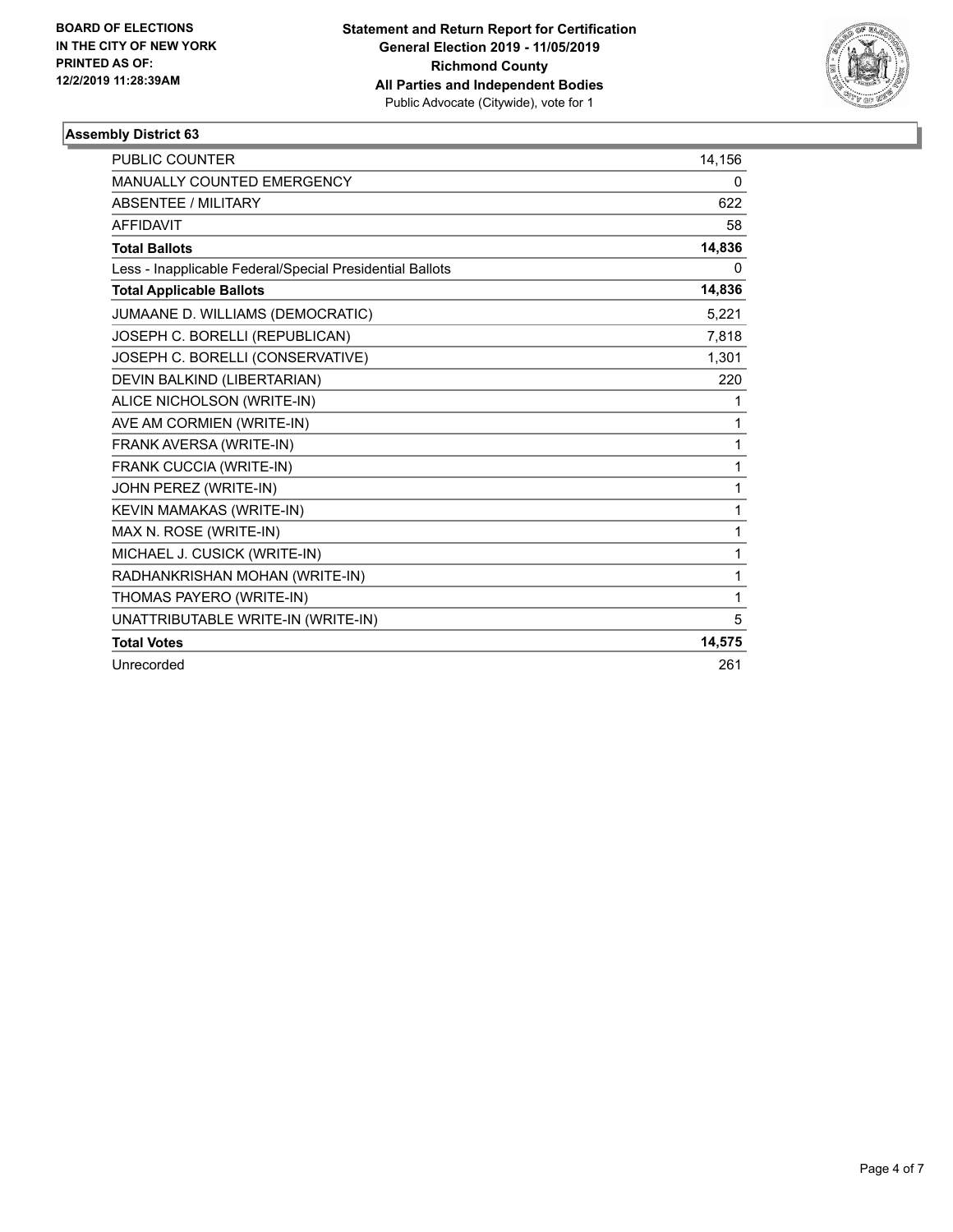**BOARD OF ELECTIONS IN THE CITY OF NEW YORK PRINTED AS OF: 12/2/2019 11:28:39AM**

**Statement and Return Report for Certification General Election 2019 - 11/05/2019 Richmond County All Parties and Independent Bodies**
Public Advocate (Citywide), vote for 1

### Assembly District 63

| | |
|---|---|
| PUBLIC COUNTER | 14,156 |
| MANUALLY COUNTED EMERGENCY | 0 |
| ABSENTEE / MILITARY | 622 |
| AFFIDAVIT | 58 |
| **Total Ballots** | **14,836** |
| Less - Inapplicable Federal/Special Presidential Ballots | 0 |
| **Total Applicable Ballots** | **14,836** |
| JUMAANE D. WILLIAMS (DEMOCRATIC) | 5,221 |
| JOSEPH C. BORELLI (REPUBLICAN) | 7,818 |
| JOSEPH C. BORELLI (CONSERVATIVE) | 1,301 |
| DEVIN BALKIND (LIBERTARIAN) | 220 |
| ALICE NICHOLSON (WRITE-IN) | 1 |
| AVE AM CORMIEN (WRITE-IN) | 1 |
| FRANK AVERSA (WRITE-IN) | 1 |
| FRANK CUCCIA (WRITE-IN) | 1 |
| JOHN PEREZ (WRITE-IN) | 1 |
| KEVIN MAMAKAS (WRITE-IN) | 1 |
| MAX N. ROSE (WRITE-IN) | 1 |
| MICHAEL J. CUSICK (WRITE-IN) | 1 |
| RADHANKRISHAN MOHAN (WRITE-IN) | 1 |
| THOMAS PAYERO (WRITE-IN) | 1 |
| UNATTRIBUTABLE WRITE-IN (WRITE-IN) | 5 |
| **Total Votes** | **14,575** |
| Unrecorded | 261 |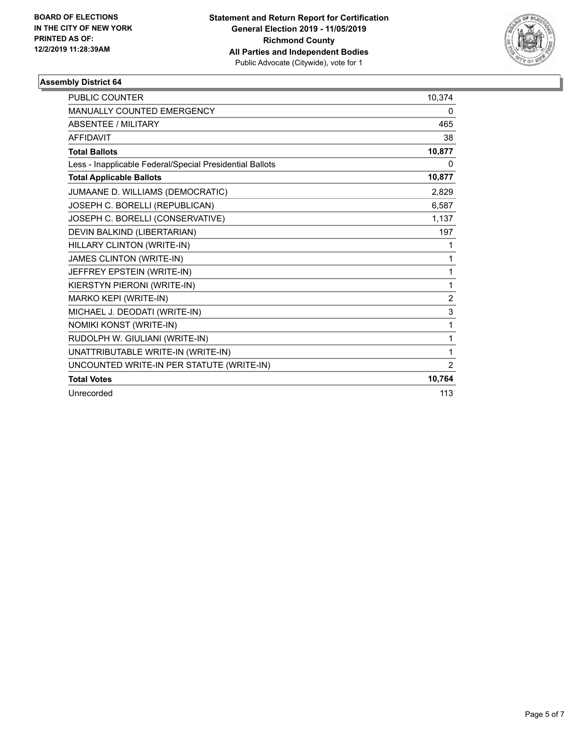**BOARD OF ELECTIONS IN THE CITY OF NEW YORK PRINTED AS OF: 12/2/2019 11:28:39AM**

**Statement and Return Report for Certification General Election 2019 - 11/05/2019 Richmond County All Parties and Independent Bodies**
Public Advocate (Citywide), vote for 1

## Assembly District 64

| | |
|---|---|
| PUBLIC COUNTER | 10,374 |
| MANUALLY COUNTED EMERGENCY | 0 |
| ABSENTEE / MILITARY | 465 |
| AFFIDAVIT | 38 |
| **Total Ballots** | **10,877** |
| Less - Inapplicable Federal/Special Presidential Ballots | 0 |
| **Total Applicable Ballots** | **10,877** |
| JUMAANE D. WILLIAMS (DEMOCRATIC) | 2,829 |
| JOSEPH C. BORELLI (REPUBLICAN) | 6,587 |
| JOSEPH C. BORELLI (CONSERVATIVE) | 1,137 |
| DEVIN BALKIND (LIBERTARIAN) | 197 |
| HILLARY CLINTON (WRITE-IN) | 1 |
| JAMES CLINTON (WRITE-IN) | 1 |
| JEFFREY EPSTEIN (WRITE-IN) | 1 |
| KIERSTYN PIERONI (WRITE-IN) | 1 |
| MARKO KEPI (WRITE-IN) | 2 |
| MICHAEL J. DEODATI (WRITE-IN) | 3 |
| NOMIKI KONST (WRITE-IN) | 1 |
| RUDOLPH W. GIULIANI (WRITE-IN) | 1 |
| UNATTRIBUTABLE WRITE-IN (WRITE-IN) | 1 |
| UNCOUNTED WRITE-IN PER STATUTE (WRITE-IN) | 2 |
| **Total Votes** | **10,764** |
| Unrecorded | 113 |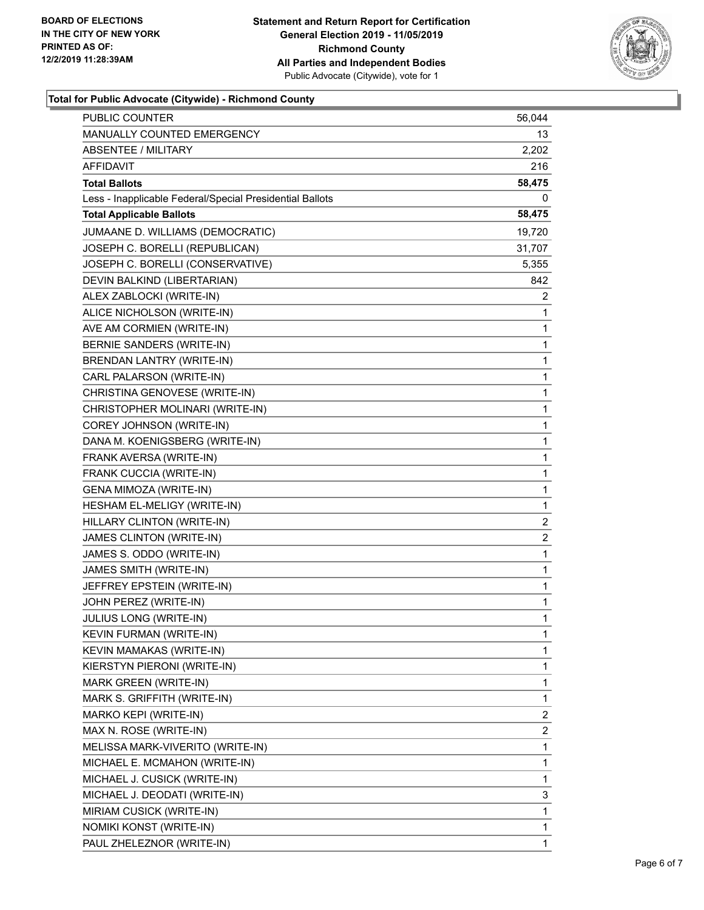BOARD OF ELECTIONS
IN THE CITY OF NEW YORK
PRINTED AS OF:
12/2/2019 11:28:39AM

**Statement and Return Report for Certification**
**General Election 2019 - 11/05/2019**
**Richmond County**
**All Parties and Independent Bodies**
Public Advocate (Citywide), vote for 1

### Total for Public Advocate (Citywide) - Richmond County

| | |
|---|---|
| PUBLIC COUNTER | 56,044 |
| MANUALLY COUNTED EMERGENCY | 13 |
| ABSENTEE / MILITARY | 2,202 |
| AFFIDAVIT | 216 |
| **Total Ballots** | **58,475** |
| Less - Inapplicable Federal/Special Presidential Ballots | 0 |
| **Total Applicable Ballots** | **58,475** |
| JUMAANE D. WILLIAMS (DEMOCRATIC) | 19,720 |
| JOSEPH C. BORELLI (REPUBLICAN) | 31,707 |
| JOSEPH C. BORELLI (CONSERVATIVE) | 5,355 |
| DEVIN BALKIND (LIBERTARIAN) | 842 |
| ALEX ZABLOCKI (WRITE-IN) | 2 |
| ALICE NICHOLSON (WRITE-IN) | 1 |
| AVE AM CORMIEN (WRITE-IN) | 1 |
| BERNIE SANDERS (WRITE-IN) | 1 |
| BRENDAN LANTRY (WRITE-IN) | 1 |
| CARL PALARSON (WRITE-IN) | 1 |
| CHRISTINA GENOVESE (WRITE-IN) | 1 |
| CHRISTOPHER MOLINARI (WRITE-IN) | 1 |
| COREY JOHNSON (WRITE-IN) | 1 |
| DANA M. KOENIGSBERG (WRITE-IN) | 1 |
| FRANK AVERSA (WRITE-IN) | 1 |
| FRANK CUCCIA (WRITE-IN) | 1 |
| GENA MIMOZA (WRITE-IN) | 1 |
| HESHAM EL-MELIGY (WRITE-IN) | 1 |
| HILLARY CLINTON (WRITE-IN) | 2 |
| JAMES CLINTON (WRITE-IN) | 2 |
| JAMES S. ODDO (WRITE-IN) | 1 |
| JAMES SMITH (WRITE-IN) | 1 |
| JEFFREY EPSTEIN (WRITE-IN) | 1 |
| JOHN PEREZ (WRITE-IN) | 1 |
| JULIUS LONG (WRITE-IN) | 1 |
| KEVIN FURMAN (WRITE-IN) | 1 |
| KEVIN MAMAKAS (WRITE-IN) | 1 |
| KIERSTYN PIERONI (WRITE-IN) | 1 |
| MARK GREEN (WRITE-IN) | 1 |
| MARK S. GRIFFITH (WRITE-IN) | 1 |
| MARKO KEPI (WRITE-IN) | 2 |
| MAX N. ROSE (WRITE-IN) | 2 |
| MELISSA MARK-VIVERITO (WRITE-IN) | 1 |
| MICHAEL E. MCMAHON (WRITE-IN) | 1 |
| MICHAEL J. CUSICK (WRITE-IN) | 1 |
| MICHAEL J. DEODATI (WRITE-IN) | 3 |
| MIRIAM CUSICK (WRITE-IN) | 1 |
| NOMIKI KONST (WRITE-IN) | 1 |
| PAUL ZHELEZNOR (WRITE-IN) | 1 |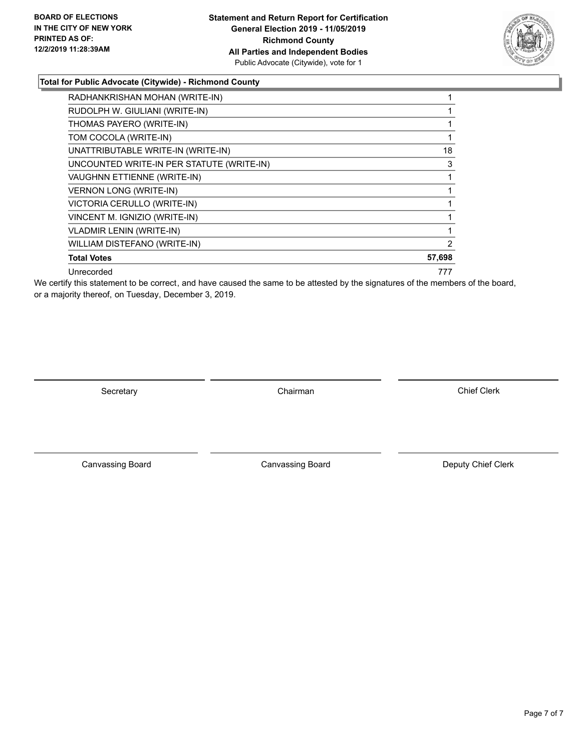**BOARD OF ELECTIONS IN THE CITY OF NEW YORK PRINTED AS OF: 12/2/2019 11:28:39AM**

**Statement and Return Report for Certification General Election 2019 - 11/05/2019 Richmond County All Parties and Independent Bodies**
Public Advocate (Citywide), vote for 1

**Total for Public Advocate (Citywide) - Richmond County**

| | |
|---|---|
| RADHANKRISHAN MOHAN (WRITE-IN) | 1 |
| RUDOLPH W. GIULIANI (WRITE-IN) | 1 |
| THOMAS PAYERO (WRITE-IN) | 1 |
| TOM COCOLA (WRITE-IN) | 1 |
| UNATTRIBUTABLE WRITE-IN (WRITE-IN) | 18 |
| UNCOUNTED WRITE-IN PER STATUTE (WRITE-IN) | 3 |
| VAUGHNN ETTIENNE (WRITE-IN) | 1 |
| VERNON LONG (WRITE-IN) | 1 |
| VICTORIA CERULLO (WRITE-IN) | 1 |
| VINCENT M. IGNIZIO (WRITE-IN) | 1 |
| VLADMIR LENIN (WRITE-IN) | 1 |
| WILLIAM DISTEFANO (WRITE-IN) | 2 |
| **Total Votes** | **57,698** |
| Unrecorded | 777 |

We certify this statement to be correct, and have caused the same to be attested by the signatures of the members of the board, or a majority thereof, on Tuesday, December 3, 2019.

Secretary

Chairman

Chief Clerk

Canvassing Board

Canvassing Board

Deputy Chief Clerk